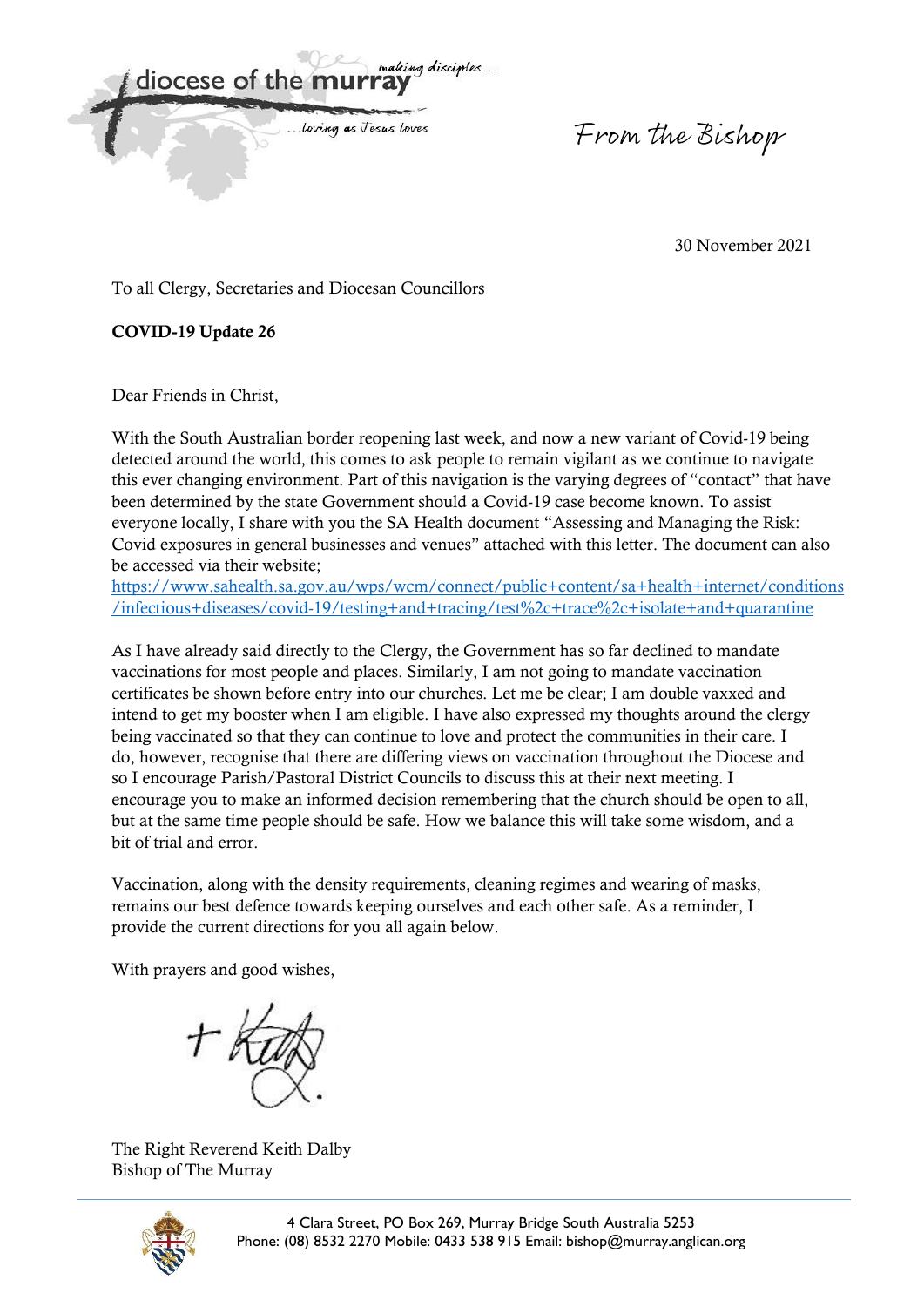diocese of the **murray** *making disciples... ...loving as Jesus loves*

*From the Bishop*

30 November 2021

To all Clergy, Secretaries and Diocesan Councillors

**COVID-19 Update 26**

Dear Friends in Christ,

With the South Australian border reopening last week, and now a new variant of Covid-19 being detected around the world, this comes to ask people to remain vigilant as we continue to navigate this ever changing environment. Part of this navigation is the varying degrees of "contact" that have been determined by the state Government should a Covid-19 case become known. To assist everyone locally, I share with you the SA Health document "Assessing and Managing the Risk: Covid exposures in general businesses and venues" attached with this letter. The document can also be accessed via their website;
https://www.sahealth.sa.gov.au/wps/wcm/connect/public+content/sa+health+internet/conditions/infectious+diseases/covid-19/testing+and+tracing/test%2c+trace%2c+isolate+and+quarantine

As I have already said directly to the Clergy, the Government has so far declined to mandate vaccinations for most people and places. Similarly, I am not going to mandate vaccination certificates be shown before entry into our churches. Let me be clear; I am double vaxxed and intend to get my booster when I am eligible. I have also expressed my thoughts around the clergy being vaccinated so that they can continue to love and protect the communities in their care. I do, however, recognise that there are differing views on vaccination throughout the Diocese and so I encourage Parish/Pastoral District Councils to discuss this at their next meeting. I encourage you to make an informed decision remembering that the church should be open to all, but at the same time people should be safe. How we balance this will take some wisdom, and a bit of trial and error.

Vaccination, along with the density requirements, cleaning regimes and wearing of masks, remains our best defence towards keeping ourselves and each other safe. As a reminder, I provide the current directions for you all again below.

With prayers and good wishes,

+ Keith

The Right Reverend Keith Dalby
Bishop of The Murray

4 Clara Street, PO Box 269, Murray Bridge South Australia 5253
Phone: (08) 8532 2270 Mobile: 0433 538 915 Email: bishop@murray.anglican.org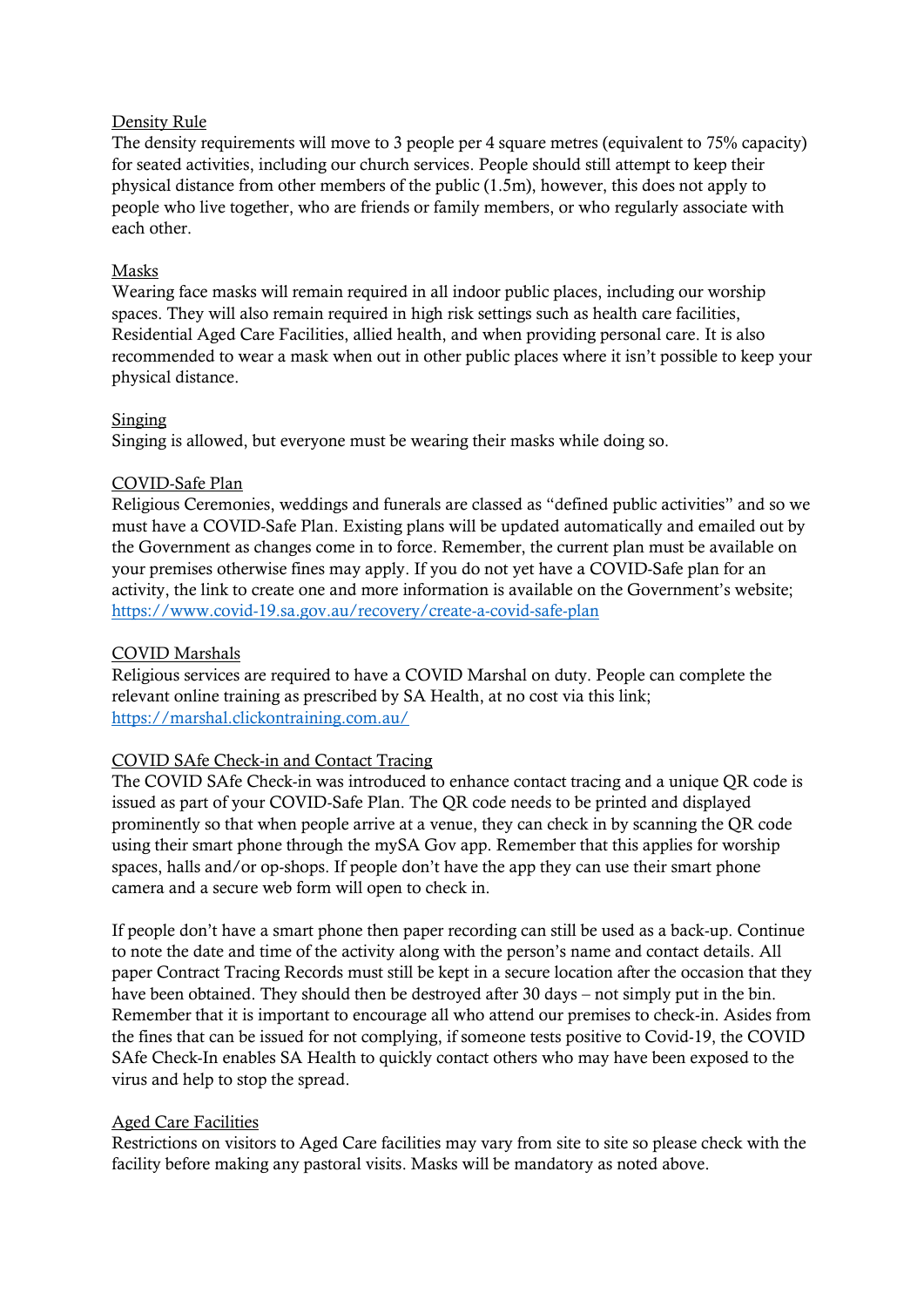<u>Density Rule</u>

The density requirements will move to 3 people per 4 square metres (equivalent to 75% capacity) for seated activities, including our church services. People should still attempt to keep their physical distance from other members of the public (1.5m), however, this does not apply to people who live together, who are friends or family members, or who regularly associate with each other.

<u>Masks</u>

Wearing face masks will remain required in all indoor public places, including our worship spaces. They will also remain required in high risk settings such as health care facilities, Residential Aged Care Facilities, allied health, and when providing personal care. It is also recommended to wear a mask when out in other public places where it isn't possible to keep your physical distance.

<u>Singing</u>

Singing is allowed, but everyone must be wearing their masks while doing so.

<u>COVID-Safe Plan</u>

Religious Ceremonies, weddings and funerals are classed as "defined public activities" and so we must have a COVID-Safe Plan. Existing plans will be updated automatically and emailed out by the Government as changes come in to force. Remember, the current plan must be available on your premises otherwise fines may apply. If you do not yet have a COVID-Safe plan for an activity, the link to create one and more information is available on the Government's website; https://www.covid-19.sa.gov.au/recovery/create-a-covid-safe-plan

<u>COVID Marshals</u>

Religious services are required to have a COVID Marshal on duty. People can complete the relevant online training as prescribed by SA Health, at no cost via this link; https://marshal.clickontraining.com.au/

<u>COVID SAfe Check-in and Contact Tracing</u>

The COVID SAfe Check-in was introduced to enhance contact tracing and a unique QR code is issued as part of your COVID-Safe Plan. The QR code needs to be printed and displayed prominently so that when people arrive at a venue, they can check in by scanning the QR code using their smart phone through the mySA Gov app. Remember that this applies for worship spaces, halls and/or op-shops. If people don't have the app they can use their smart phone camera and a secure web form will open to check in.

If people don't have a smart phone then paper recording can still be used as a back-up. Continue to note the date and time of the activity along with the person's name and contact details. All paper Contract Tracing Records must still be kept in a secure location after the occasion that they have been obtained. They should then be destroyed after 30 days – not simply put in the bin. Remember that it is important to encourage all who attend our premises to check-in. Asides from the fines that can be issued for not complying, if someone tests positive to Covid-19, the COVID SAfe Check-In enables SA Health to quickly contact others who may have been exposed to the virus and help to stop the spread.

<u>Aged Care Facilities</u>

Restrictions on visitors to Aged Care facilities may vary from site to site so please check with the facility before making any pastoral visits. Masks will be mandatory as noted above.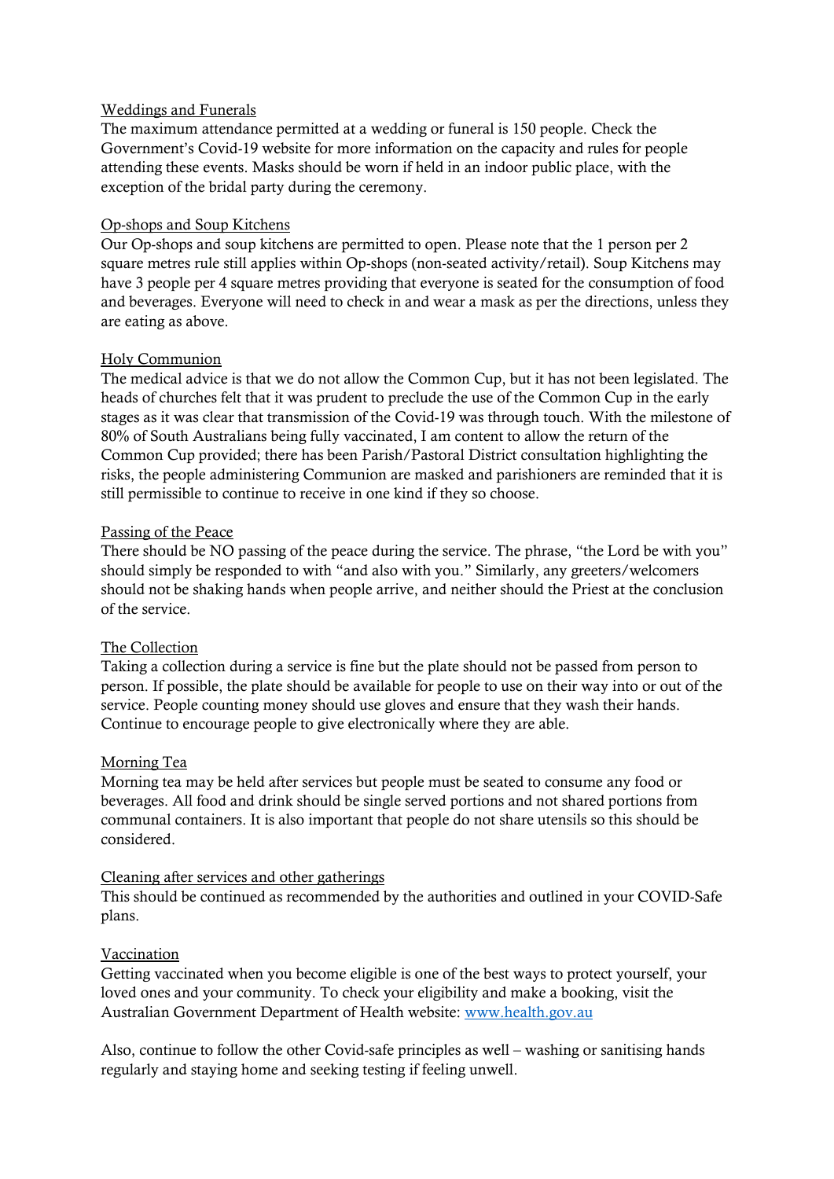## Weddings and Funerals

The maximum attendance permitted at a wedding or funeral is 150 people. Check the Government's Covid-19 website for more information on the capacity and rules for people attending these events. Masks should be worn if held in an indoor public place, with the exception of the bridal party during the ceremony.

## Op-shops and Soup Kitchens

Our Op-shops and soup kitchens are permitted to open. Please note that the 1 person per 2 square metres rule still applies within Op-shops (non-seated activity/retail). Soup Kitchens may have 3 people per 4 square metres providing that everyone is seated for the consumption of food and beverages. Everyone will need to check in and wear a mask as per the directions, unless they are eating as above.

## Holy Communion

The medical advice is that we do not allow the Common Cup, but it has not been legislated. The heads of churches felt that it was prudent to preclude the use of the Common Cup in the early stages as it was clear that transmission of the Covid-19 was through touch. With the milestone of 80% of South Australians being fully vaccinated, I am content to allow the return of the Common Cup provided; there has been Parish/Pastoral District consultation highlighting the risks, the people administering Communion are masked and parishioners are reminded that it is still permissible to continue to receive in one kind if they so choose.

## Passing of the Peace

There should be NO passing of the peace during the service. The phrase, "the Lord be with you" should simply be responded to with "and also with you." Similarly, any greeters/welcomers should not be shaking hands when people arrive, and neither should the Priest at the conclusion of the service.

## The Collection

Taking a collection during a service is fine but the plate should not be passed from person to person. If possible, the plate should be available for people to use on their way into or out of the service. People counting money should use gloves and ensure that they wash their hands. Continue to encourage people to give electronically where they are able.

## Morning Tea

Morning tea may be held after services but people must be seated to consume any food or beverages. All food and drink should be single served portions and not shared portions from communal containers. It is also important that people do not share utensils so this should be considered.

## Cleaning after services and other gatherings

This should be continued as recommended by the authorities and outlined in your COVID-Safe plans.

## Vaccination

Getting vaccinated when you become eligible is one of the best ways to protect yourself, your loved ones and your community. To check your eligibility and make a booking, visit the Australian Government Department of Health website: [www.health.gov.au](http://www.health.gov.au)

Also, continue to follow the other Covid-safe principles as well – washing or sanitising hands regularly and staying home and seeking testing if feeling unwell.